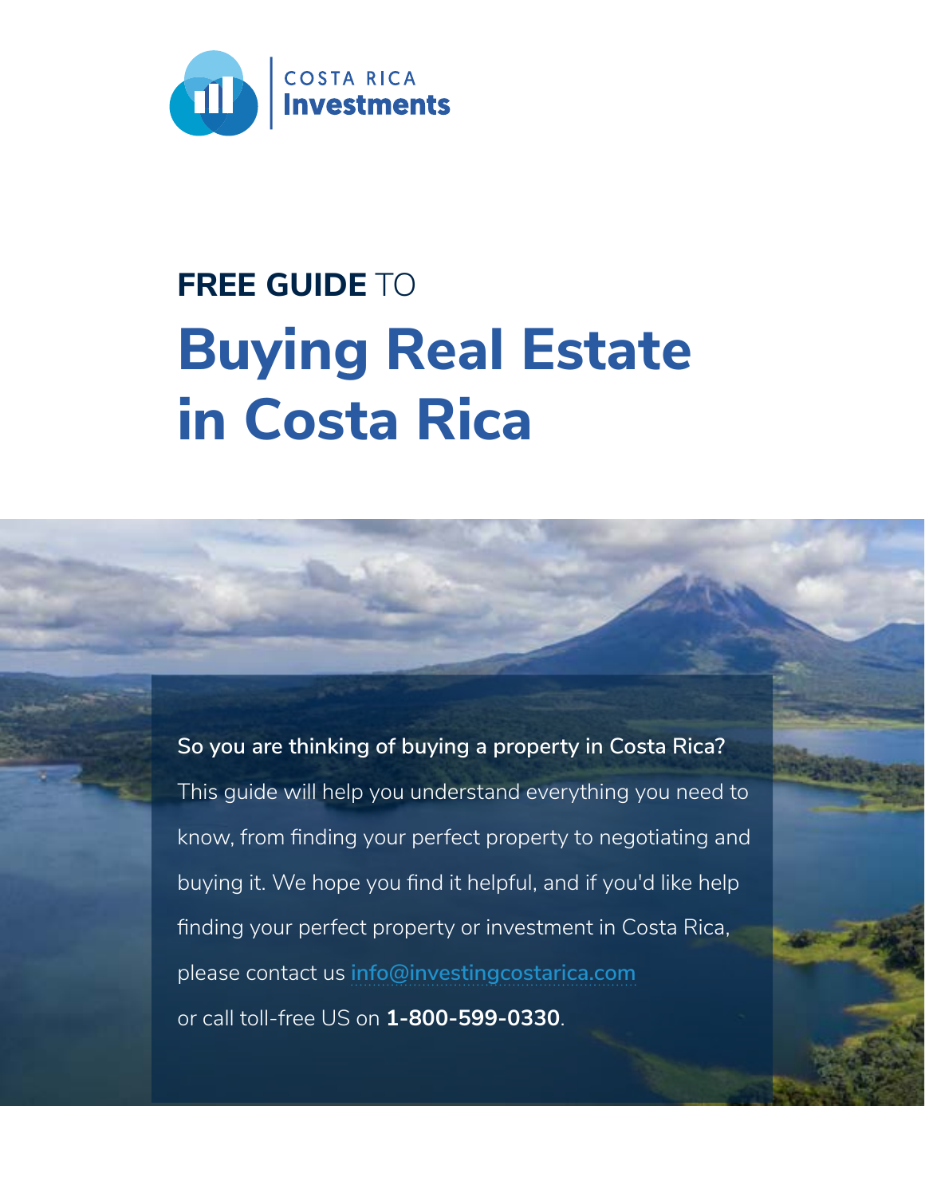COSTA RICA
**Investments**

**FREE GUIDE** TO

# Buying Real Estate in Costa Rica

**So you are thinking of buying a property in Costa Rica?**

This guide will help you understand everything you need to know, from finding your perfect property to negotiating and buying it. We hope you find it helpful, and if you'd like help finding your perfect property or investment in Costa Rica, please contact us info@investingcostarica.com or call toll-free US on **1-800-599-0330**.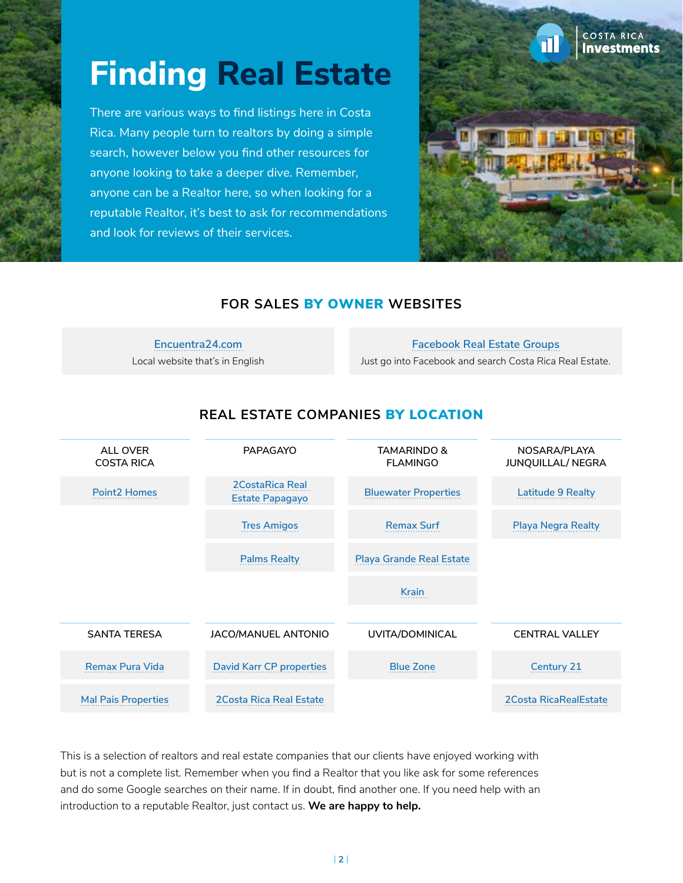# Finding Real Estate

There are various ways to find listings here in Costa Rica. Many people turn to realtors by doing a simple search, however below you find other resources for anyone looking to take a deeper dive. Remember, anyone can be a Realtor here, so when looking for a reputable Realtor, it's best to ask for recommendations and look for reviews of their services.

## FOR SALES BY OWNER WEBSITES

| Encuentra24.com | Facebook Real Estate Groups |
|---|---|
| Local website that's in English | Just go into Facebook and search Costa Rica Real Estate. |

## REAL ESTATE COMPANIES BY LOCATION

| ALL OVER COSTA RICA | PAPAGAYO | TAMARINDO & FLAMINGO | NOSARA/PLAYA JUNQUILLAL/ NEGRA |
|---|---|---|---|
| Point2 Homes | 2CostaRica Real Estate Papagayo | Bluewater Properties | Latitude 9 Realty |
| | Tres Amigos | Remax Surf | Playa Negra Realty |
| | Palms Realty | Playa Grande Real Estate | |
| | | Krain | |

| SANTA TERESA | JACO/MANUEL ANTONIO | UVITA/DOMINICAL | CENTRAL VALLEY |
|---|---|---|---|
| Remax Pura Vida | David Karr CP properties | Blue Zone | Century 21 |
| Mal Pais Properties | 2Costa Rica Real Estate | | 2Costa RicaRealEstate |

This is a selection of realtors and real estate companies that our clients have enjoyed working with but is not a complete list. Remember when you find a Realtor that you like ask for some references and do some Google searches on their name. If in doubt, find another one. If you need help with an introduction to a reputable Realtor, just contact us. **We are happy to help.**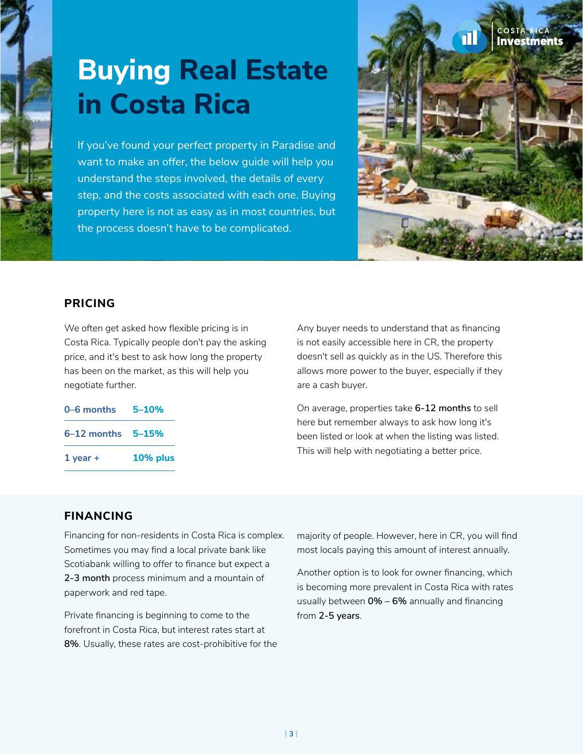# Buying Real Estate in Costa Rica

If you've found your perfect property in Paradise and want to make an offer, the below guide will help you understand the steps involved, the details of every step, and the costs associated with each one. Buying property here is not as easy as in most countries, but the process doesn't have to be complicated.

## PRICING

We often get asked how flexible pricing is in Costa Rica. Typically people don't pay the asking price, and it's best to ask how long the property has been on the market, as this will help you negotiate further.

| | |
|---|---|
| 0–6 months | 5–10% |
| 6–12 months | 5–15% |
| 1 year + | 10% plus |

Any buyer needs to understand that as financing is not easily accessible here in CR, the property doesn't sell as quickly as in the US. Therefore this allows more power to the buyer, especially if they are a cash buyer.

On average, properties take **6-12 months** to sell here but remember always to ask how long it's been listed or look at when the listing was listed. This will help with negotiating a better price.

## FINANCING

Financing for non-residents in Costa Rica is complex. Sometimes you may find a local private bank like Scotiabank willing to offer to finance but expect a **2-3 month** process minimum and a mountain of paperwork and red tape.

Private financing is beginning to come to the forefront in Costa Rica, but interest rates start at **8%**. Usually, these rates are cost-prohibitive for the majority of people. However, here in CR, you will find most locals paying this amount of interest annually.

Another option is to look for owner financing, which is becoming more prevalent in Costa Rica with rates usually between **0%** – **6%** annually and financing from **2-5 years**.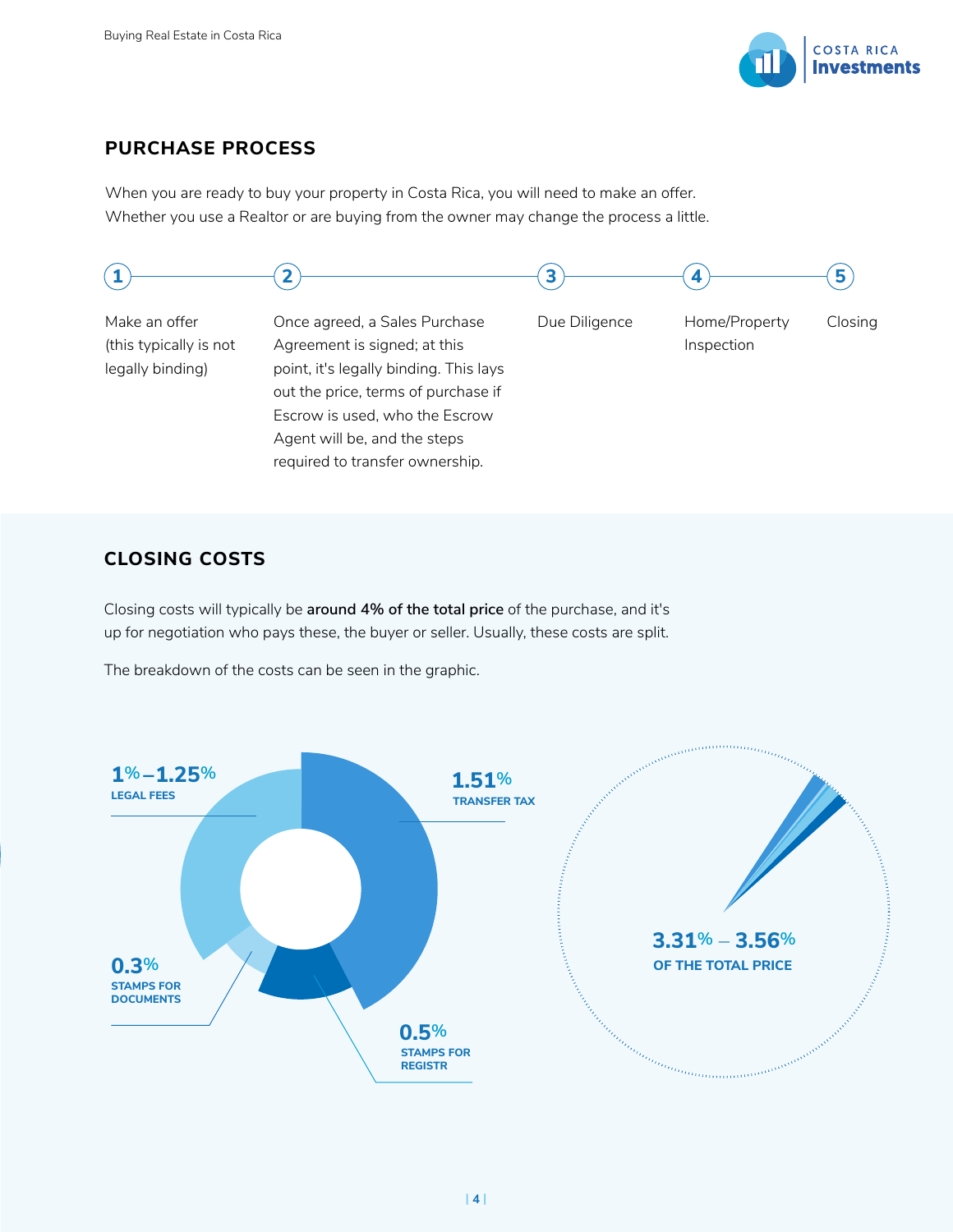## PURCHASE PROCESS

When you are ready to buy your property in Costa Rica, you will need to make an offer. Whether you use a Realtor or are buying from the owner may change the process a little.

1. Make an offer (this typically is not legally binding)
2. Once agreed, a Sales Purchase Agreement is signed; at this point, it's legally binding. This lays out the price, terms of purchase if Escrow is used, who the Escrow Agent will be, and the steps required to transfer ownership.
3. Due Diligence
4. Home/Property Inspection
5. Closing

## CLOSING COSTS

Closing costs will typically be **around 4% of the total price** of the purchase, and it's up for negotiation who pays these, the buyer or seller. Usually, these costs are split.

The breakdown of the costs can be seen in the graphic.

**1%–1.25%**
LEGAL FEES

**1.51%**
TRANSFER TAX

**0.3%**
STAMPS FOR DOCUMENTS

**0.5%**
STAMPS FOR REGISTR

**3.31% – 3.56%**
OF THE TOTAL PRICE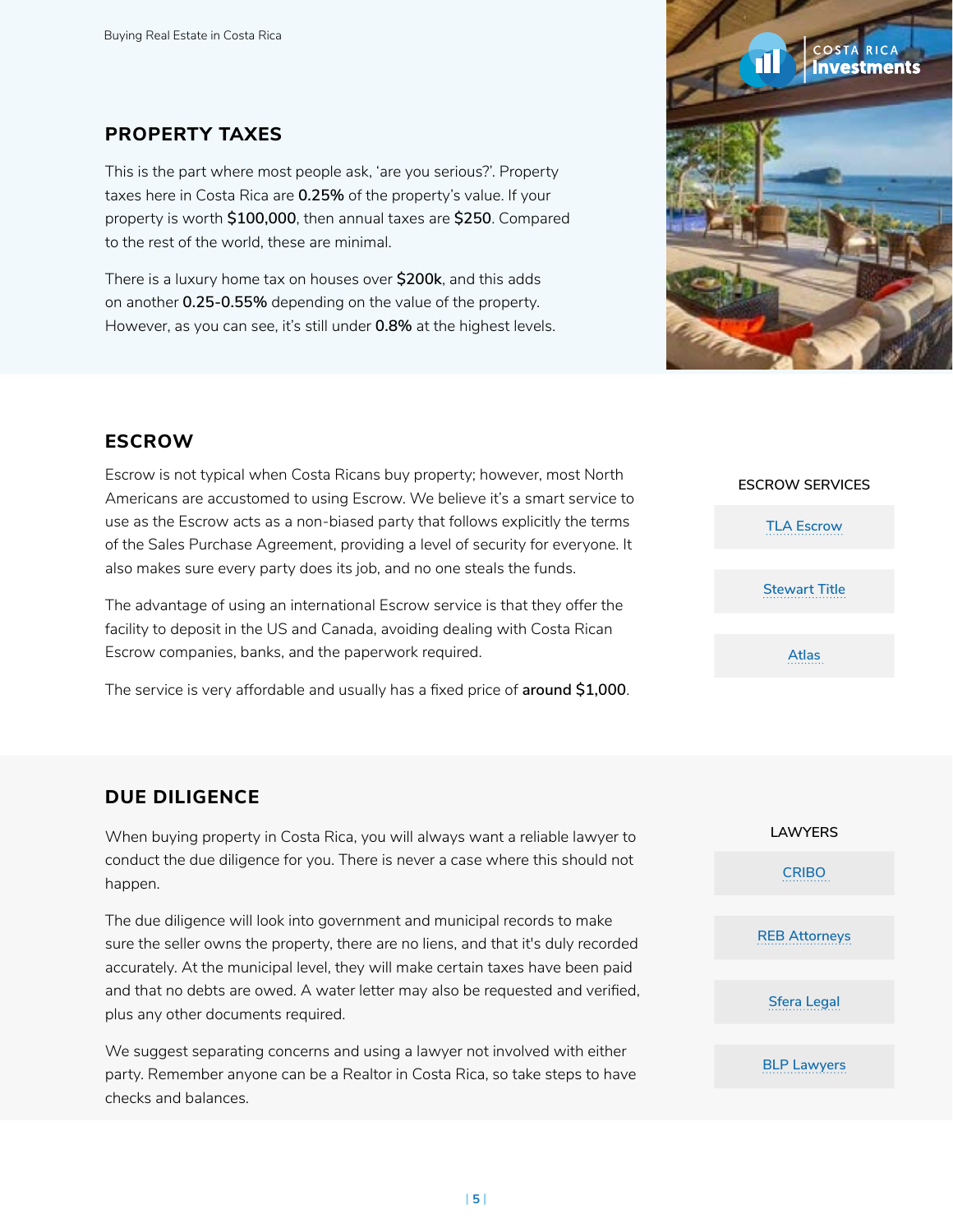## PROPERTY TAXES

This is the part where most people ask, 'are you serious?'. Property taxes here in Costa Rica are **0.25%** of the property's value. If your property is worth **$100,000**, then annual taxes are **$250**. Compared to the rest of the world, these are minimal.

There is a luxury home tax on houses over **$200k**, and this adds on another **0.25-0.55%** depending on the value of the property. However, as you can see, it's still under **0.8%** at the highest levels.

## ESCROW

Escrow is not typical when Costa Ricans buy property; however, most North Americans are accustomed to using Escrow. We believe it's a smart service to use as the Escrow acts as a non-biased party that follows explicitly the terms of the Sales Purchase Agreement, providing a level of security for everyone. It also makes sure every party does its job, and no one steals the funds.

The advantage of using an international Escrow service is that they offer the facility to deposit in the US and Canada, avoiding dealing with Costa Rican Escrow companies, banks, and the paperwork required.

The service is very affordable and usually has a fixed price of **around $1,000**.

ESCROW SERVICES

- TLA Escrow
- Stewart Title
- Atlas

## DUE DILIGENCE

When buying property in Costa Rica, you will always want a reliable lawyer to conduct the due diligence for you. There is never a case where this should not happen.

The due diligence will look into government and municipal records to make sure the seller owns the property, there are no liens, and that it's duly recorded accurately. At the municipal level, they will make certain taxes have been paid and that no debts are owed. A water letter may also be requested and verified, plus any other documents required.

We suggest separating concerns and using a lawyer not involved with either party. Remember anyone can be a Realtor in Costa Rica, so take steps to have checks and balances.

LAWYERS

- CRIBO
- REB Attorneys
- Sfera Legal
- BLP Lawyers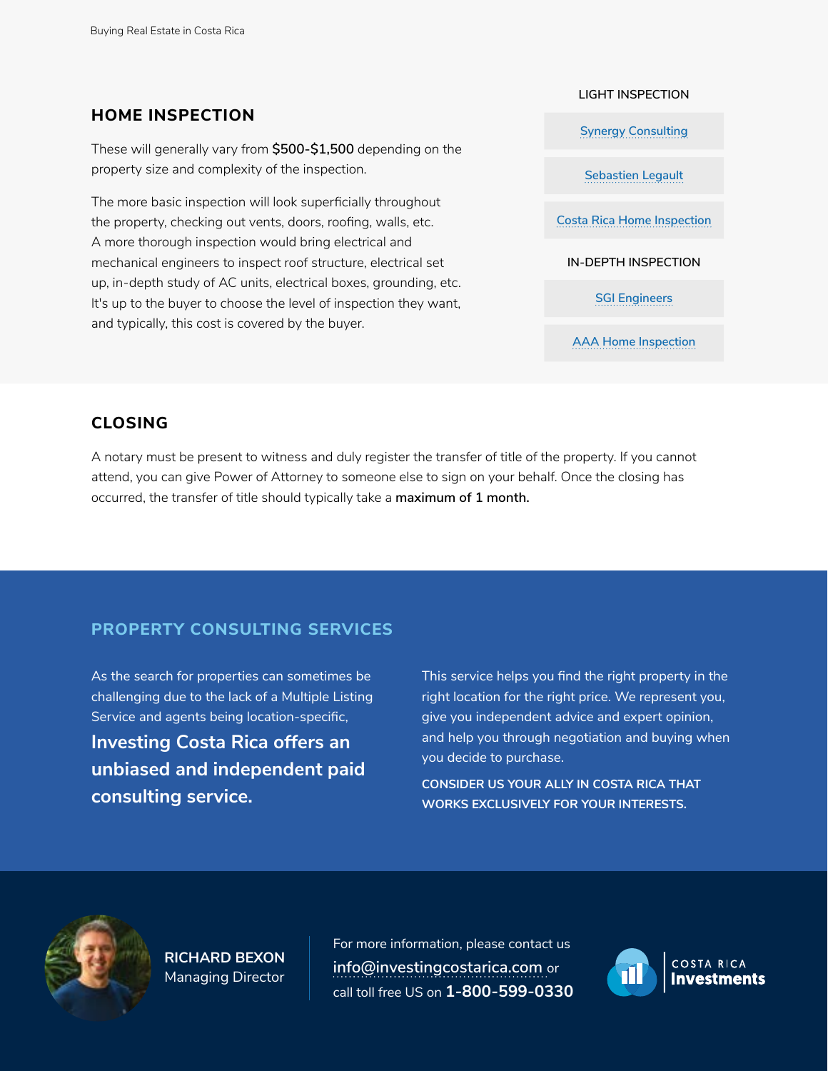## HOME INSPECTION

These will generally vary from **$500-$1,500** depending on the property size and complexity of the inspection.

The more basic inspection will look superficially throughout the property, checking out vents, doors, roofing, walls, etc. A more thorough inspection would bring electrical and mechanical engineers to inspect roof structure, electrical set up, in-depth study of AC units, electrical boxes, grounding, etc. It's up to the buyer to choose the level of inspection they want, and typically, this cost is covered by the buyer.

LIGHT INSPECTION

- Synergy Consulting
- Sebastien Legault
- Costa Rica Home Inspection

IN-DEPTH INSPECTION

- SGI Engineers
- AAA Home Inspection

## CLOSING

A notary must be present to witness and duly register the transfer of title of the property. If you cannot attend, you can give Power of Attorney to someone else to sign on your behalf. Once the closing has occurred, the transfer of title should typically take a **maximum of 1 month.**

## PROPERTY CONSULTING SERVICES

As the search for properties can sometimes be challenging due to the lack of a Multiple Listing Service and agents being location-specific,

**Investing Costa Rica offers an unbiased and independent paid consulting service.**

This service helps you find the right property in the right location for the right price. We represent you, give you independent advice and expert opinion, and help you through negotiation and buying when you decide to purchase.

**CONSIDER US YOUR ALLY IN COSTA RICA THAT WORKS EXCLUSIVELY FOR YOUR INTERESTS.**

**RICHARD BEXON**
Managing Director

For more information, please contact us
info@investingcostarica.com or
call toll free US on **1-800-599-0330**

COSTA RICA **Investments**